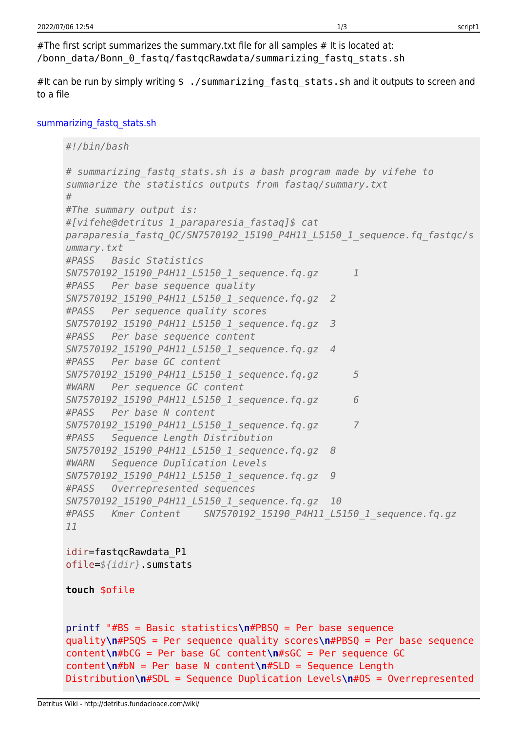#The first script summarizes the summary.txt file for all samples # It is located at: `/bonn_data/Bonn_0_fastq/fastqcRawdata/summarizing_fastq_stats.sh`

#It can be run by simply writing $ `./summarizing_fastq_stats.sh` and it outputs to screen and to a file

summarizing_fastq_stats.sh

```
#!/bin/bash

# summarizing_fastq_stats.sh is a bash program made by vifehe to
summarize the statistics outputs from fastaq/summary.txt
#
#The summary output is:
#[vifehe@detritus 1_paraparesia_fastaq]$ cat
paraparesia_fastq_QC/SN7570192_15190_P4H11_L5150_1_sequence.fq_fastqc/s
ummary.txt
#PASS   Basic Statistics
SN7570192_15190_P4H11_L5150_1_sequence.fq.gz      1
#PASS   Per base sequence quality
SN7570192_15190_P4H11_L5150_1_sequence.fq.gz  2
#PASS   Per sequence quality scores
SN7570192_15190_P4H11_L5150_1_sequence.fq.gz  3
#PASS   Per base sequence content
SN7570192_15190_P4H11_L5150_1_sequence.fq.gz  4
#PASS   Per base GC content
SN7570192_15190_P4H11_L5150_1_sequence.fq.gz      5
#WARN   Per sequence GC content
SN7570192_15190_P4H11_L5150_1_sequence.fq.gz      6
#PASS   Per base N content
SN7570192_15190_P4H11_L5150_1_sequence.fq.gz      7
#PASS   Sequence Length Distribution
SN7570192_15190_P4H11_L5150_1_sequence.fq.gz  8
#WARN   Sequence Duplication Levels
SN7570192_15190_P4H11_L5150_1_sequence.fq.gz  9
#PASS   Overrepresented sequences
SN7570192_15190_P4H11_L5150_1_sequence.fq.gz  10
#PASS   Kmer Content    SN7570192_15190_P4H11_L5150_1_sequence.fq.gz
11

idir=fastqcRawdata_P1
ofile=${idir}.sumstats

touch $ofile


printf "#BS = Basic statistics\n#PBSQ = Per base sequence
quality\n#PSQS = Per sequence quality scores\n#PBSQ = Per base sequence
content\n#bCG = Per base GC content\n#sGC = Per sequence GC
content\n#bN = Per base N content\n#SLD = Sequence Length
Distribution\n#SDL = Sequence Duplication Levels\n#OS = Overrepresented
```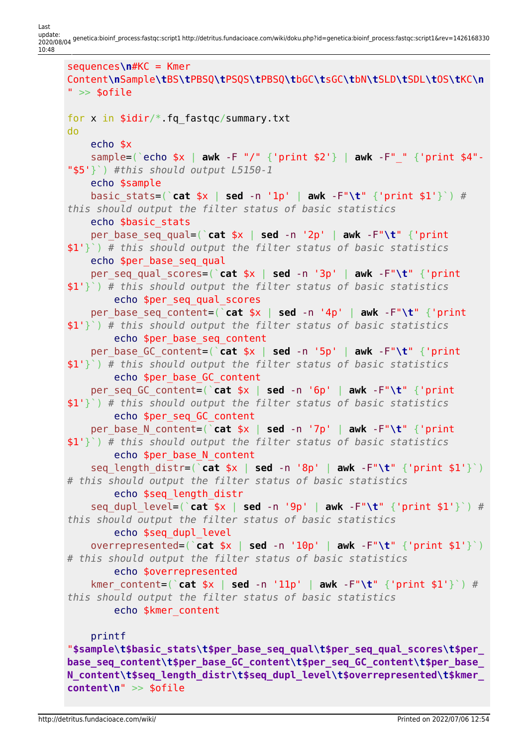```
sequences\n#KC = Kmer Content\nSample\tBS\tPBSQ\tPSQS\tPBSQ\tbGC\tsGC\tbN\tSLD\tSDL\tOS\tKC\n" >> $ofile

for x in $idir/*.fq_fastqc/summary.txt
do
    echo $x
    sample=(`echo $x | awk -F "/" {'print $2'} | awk -F"_" {'print $4"-"$5'}`) #this should output L5150-1
    echo $sample
    basic_stats=(`cat $x | sed -n '1p' | awk -F"\t" {'print $1'}`) # this should output the filter status of basic statistics
    echo $basic_stats
    per_base_seq_qual=(`cat $x | sed -n '2p' | awk -F"\t" {'print $1'}`) # this should output the filter status of basic statistics
    echo $per_base_seq_qual
    per_seq_qual_scores=(`cat $x | sed -n '3p' | awk -F"\t" {'print $1'}`) # this should output the filter status of basic statistics
        echo $per_seq_qual_scores
    per_base_seq_content=(`cat $x | sed -n '4p' | awk -F"\t" {'print $1'}`) # this should output the filter status of basic statistics
        echo $per_base_seq_content
    per_base_GC_content=(`cat $x | sed -n '5p' | awk -F"\t" {'print $1'}`) # this should output the filter status of basic statistics
        echo $per_base_GC_content
    per_seq_GC_content=(`cat $x | sed -n '6p' | awk -F"\t" {'print $1'}`) # this should output the filter status of basic statistics
        echo $per_seq_GC_content
    per_base_N_content=(`cat $x | sed -n '7p' | awk -F"\t" {'print $1'}`) # this should output the filter status of basic statistics
        echo $per_base_N_content
    seq_length_distr=(`cat $x | sed -n '8p' | awk -F"\t" {'print $1'}`) # this should output the filter status of basic statistics
        echo $seq_length_distr
    seq_dupl_level=(`cat $x | sed -n '9p' | awk -F"\t" {'print $1'}`) # this should output the filter status of basic statistics
        echo $seq_dupl_level
    overrepresented=(`cat $x | sed -n '10p' | awk -F"\t" {'print $1'}`) # this should output the filter status of basic statistics
        echo $overrepresented
    kmer_content=(`cat $x | sed -n '11p' | awk -F"\t" {'print $1'}`) # this should output the filter status of basic statistics
        echo $kmer_content

    printf "$sample\t$basic_stats\t$per_base_seq_qual\t$per_seq_qual_scores\t$per_base_seq_content\t$per_base_GC_content\t$per_seq_GC_content\t$per_base_N_content\t$seq_length_distr\t$seq_dupl_level\t$overrepresented\t$kmer_content\n" >> $ofile
```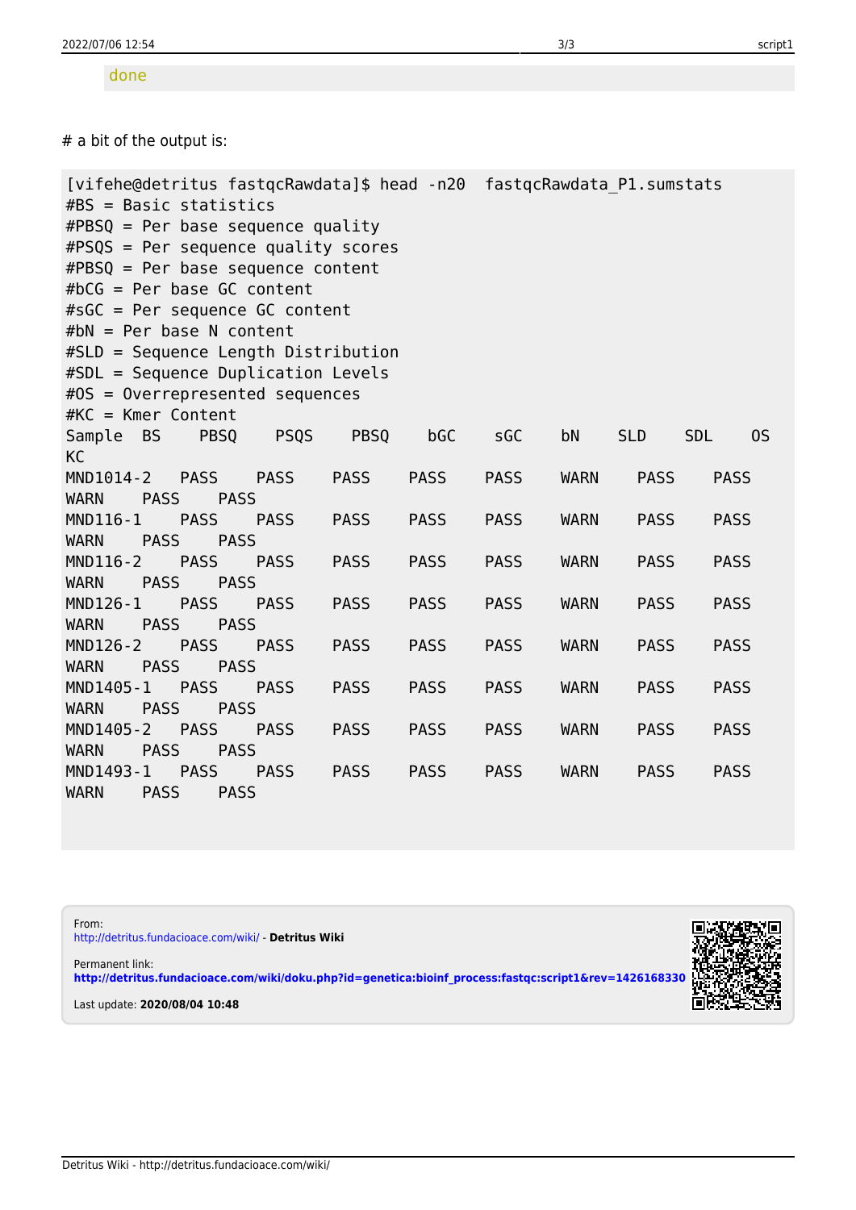```
done
```

# a bit of the output is:

```
[vifehe@detritus fastqcRawdata]$ head -n20  fastqcRawdata_P1.sumstats
#BS = Basic statistics
#PBSQ = Per base sequence quality
#PSQS = Per sequence quality scores
#PBSQ = Per base sequence content
#bCG = Per base GC content
#sGC = Per sequence GC content
#bN = Per base N content
#SLD = Sequence Length Distribution
#SDL = Sequence Duplication Levels
#OS = Overrepresented sequences
#KC = Kmer Content
Sample  BS    PBSQ    PSQS    PBSQ    bGC    sGC    bN    SLD    SDL    OS
KC
MND1014-2   PASS    PASS    PASS    PASS    PASS    WARN    PASS    PASS
WARN    PASS    PASS
MND116-1    PASS    PASS    PASS    PASS    PASS    WARN    PASS    PASS
WARN    PASS    PASS
MND116-2    PASS    PASS    PASS    PASS    PASS    WARN    PASS    PASS
WARN    PASS    PASS
MND126-1    PASS    PASS    PASS    PASS    PASS    WARN    PASS    PASS
WARN    PASS    PASS
MND126-2    PASS    PASS    PASS    PASS    PASS    WARN    PASS    PASS
WARN    PASS    PASS
MND1405-1   PASS    PASS    PASS    PASS    PASS    WARN    PASS    PASS
WARN    PASS    PASS
MND1405-2   PASS    PASS    PASS    PASS    PASS    WARN    PASS    PASS
WARN    PASS    PASS
MND1493-1   PASS    PASS    PASS    PASS    PASS    WARN    PASS    PASS
WARN    PASS    PASS
```

From:
http://detritus.fundacioace.com/wiki/ - **Detritus Wiki**

Permanent link:
**http://detritus.fundacioace.com/wiki/doku.php?id=genetica:bioinf_process:fastqc:script1&rev=1426168330**

Last update: **2020/08/04 10:48**